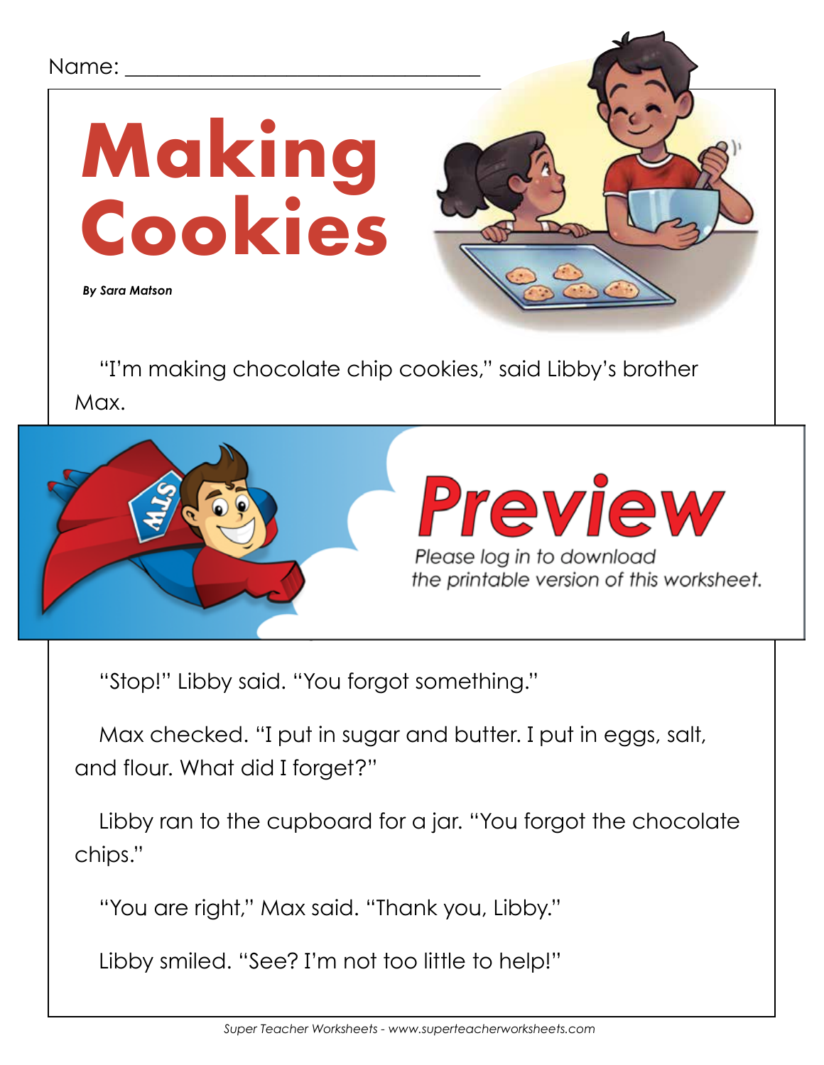Name: ______________________________

# Making Cookies

***By Sara Matson***

"I'm making chocolate chip cookies," said Libby's brother Max.

"Stop!" Libby said. "You forgot something."

Max checked. "I put in sugar and butter. I put in eggs, salt, and flour. What did I forget?"

Libby ran to the cupboard for a jar. "You forgot the chocolate chips."

"You are right," Max said. "Thank you, Libby."

Libby smiled. "See? I'm not too little to help!"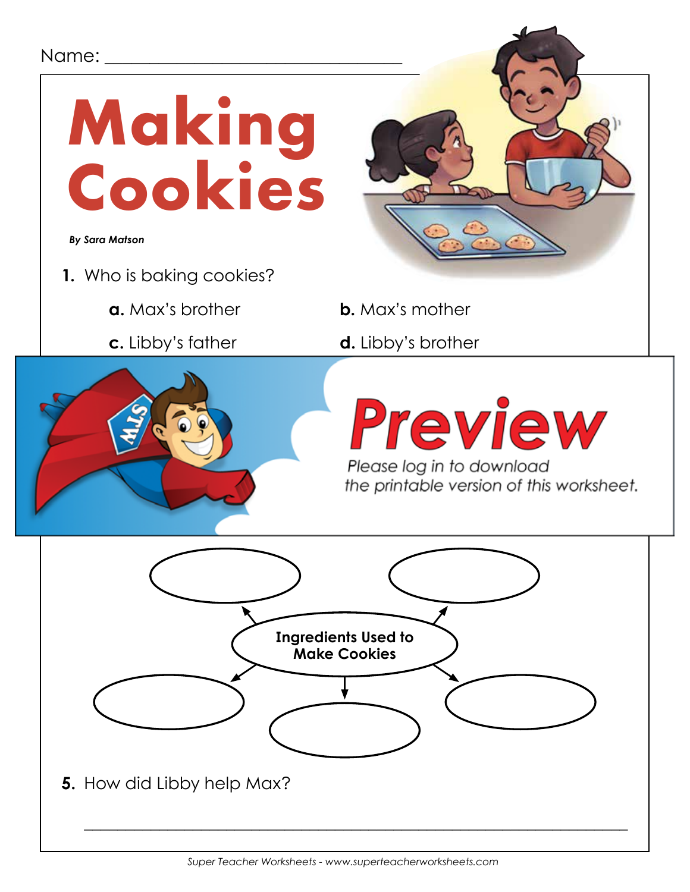Name: ___________________________

# Making Cookies

***By Sara Matson***

**1.** Who is baking cookies?

**a.** Max's brother

**b.** Max's mother

**c.** Libby's father

**d.** Libby's brother

# Preview

*Please log in to download the printable version of this worksheet.*

**Ingredients Used to Make Cookies**

**5.** How did Libby help Max?

_______________________________________________________________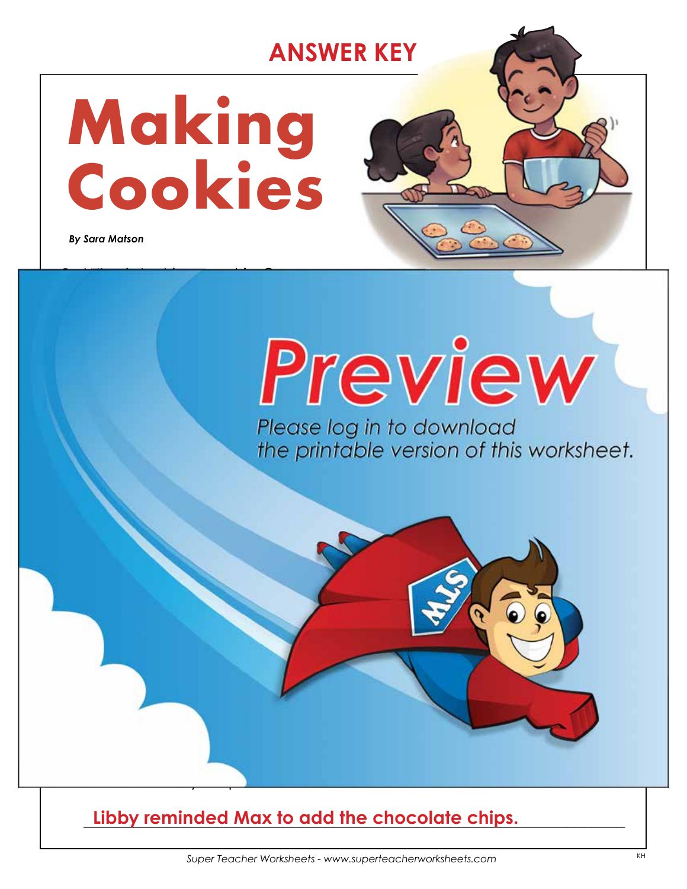ANSWER KEY

# Making Cookies

*By Sara Matson*

Preview

Please log in to download the printable version of this worksheet.

**Libby reminded Max to add the chocolate chips.**